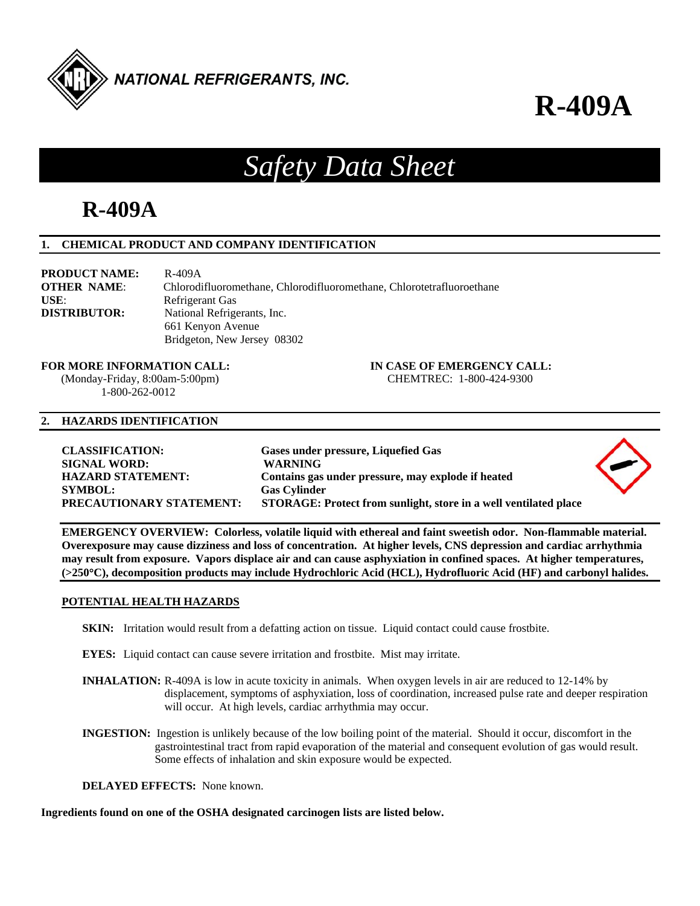NATIONAL REFRIGERANTS, INC.

# R-409A

# *Safety Data Sheet*

## R-409A

### 1. CHEMICAL PRODUCT AND COMPANY IDENTIFICATION

**PRODUCT NAME:** R-409A
**OTHER NAME**: Chlorodifluoromethane, Chlorodifluoromethane, Chlorotetrafluoroethane
**USE**: Refrigerant Gas
**DISTRIBUTOR:** National Refrigerants, Inc.
661 Kenyon Avenue
Bridgeton, New Jersey 08302

**FOR MORE INFORMATION CALL:**
(Monday-Friday, 8:00am-5:00pm)
1-800-262-0012

**IN CASE OF EMERGENCY CALL:**
CHEMTREC: 1-800-424-9300

### 2. HAZARDS IDENTIFICATION

**CLASSIFICATION:** **Gases under pressure, Liquefied Gas**
**SIGNAL WORD:** **WARNING**
**HAZARD STATEMENT:** **Contains gas under pressure, may explode if heated**
**SYMBOL:** **Gas Cylinder**
**PRECAUTIONARY STATEMENT:** **STORAGE: Protect from sunlight, store in a well ventilated place**

**EMERGENCY OVERVIEW: Colorless, volatile liquid with ethereal and faint sweetish odor. Non-flammable material. Overexposure may cause dizziness and loss of concentration. At higher levels, CNS depression and cardiac arrhythmia may result from exposure. Vapors displace air and can cause asphyxiation in confined spaces. At higher temperatures, (>250°C), decomposition products may include Hydrochloric Acid (HCL), Hydrofluoric Acid (HF) and carbonyl halides.**

**POTENTIAL HEALTH HAZARDS**

**SKIN:** Irritation would result from a defatting action on tissue. Liquid contact could cause frostbite.

**EYES:** Liquid contact can cause severe irritation and frostbite. Mist may irritate.

**INHALATION:** R-409A is low in acute toxicity in animals. When oxygen levels in air are reduced to 12-14% by displacement, symptoms of asphyxiation, loss of coordination, increased pulse rate and deeper respiration will occur. At high levels, cardiac arrhythmia may occur.

**INGESTION:** Ingestion is unlikely because of the low boiling point of the material. Should it occur, discomfort in the gastrointestinal tract from rapid evaporation of the material and consequent evolution of gas would result. Some effects of inhalation and skin exposure would be expected.

**DELAYED EFFECTS:** None known.

**Ingredients found on one of the OSHA designated carcinogen lists are listed below.**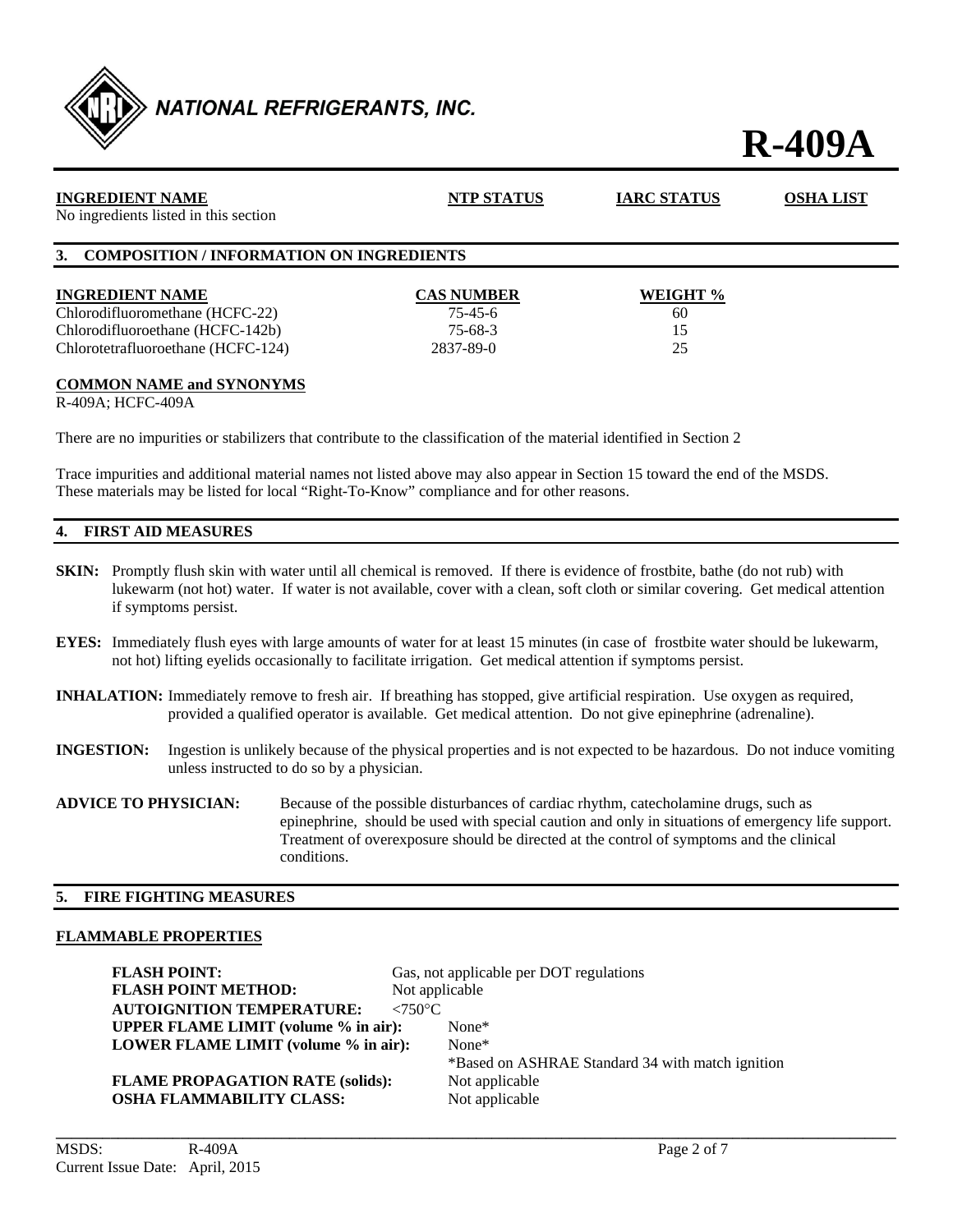| INGREDIENT NAME | NTP STATUS | IARC STATUS | OSHA LIST |
|---|---|---|---|
| No ingredients listed in this section | | | |

## 3. COMPOSITION / INFORMATION ON INGREDIENTS

| INGREDIENT NAME | CAS NUMBER | WEIGHT % |
|---|---|---|
| Chlorodifluoromethane (HCFC-22) | 75-45-6 | 60 |
| Chlorodifluoroethane (HCFC-142b) | 75-68-3 | 15 |
| Chlorotetrafluoroethane (HCFC-124) | 2837-89-0 | 25 |

**COMMON NAME and SYNONYMS**

R-409A; HCFC-409A

There are no impurities or stabilizers that contribute to the classification of the material identified in Section 2

Trace impurities and additional material names not listed above may also appear in Section 15 toward the end of the MSDS. These materials may be listed for local "Right-To-Know" compliance and for other reasons.

## 4. FIRST AID MEASURES

**SKIN:** Promptly flush skin with water until all chemical is removed. If there is evidence of frostbite, bathe (do not rub) with lukewarm (not hot) water. If water is not available, cover with a clean, soft cloth or similar covering. Get medical attention if symptoms persist.

**EYES:** Immediately flush eyes with large amounts of water for at least 15 minutes (in case of frostbite water should be lukewarm, not hot) lifting eyelids occasionally to facilitate irrigation. Get medical attention if symptoms persist.

**INHALATION:** Immediately remove to fresh air. If breathing has stopped, give artificial respiration. Use oxygen as required, provided a qualified operator is available. Get medical attention. Do not give epinephrine (adrenaline).

**INGESTION:** Ingestion is unlikely because of the physical properties and is not expected to be hazardous. Do not induce vomiting unless instructed to do so by a physician.

**ADVICE TO PHYSICIAN:** Because of the possible disturbances of cardiac rhythm, catecholamine drugs, such as epinephrine, should be used with special caution and only in situations of emergency life support. Treatment of overexposure should be directed at the control of symptoms and the clinical conditions.

## 5. FIRE FIGHTING MEASURES

**FLAMMABLE PROPERTIES**

**FLASH POINT:** Gas, not applicable per DOT regulations
**FLASH POINT METHOD:** Not applicable
**AUTOIGNITION TEMPERATURE:** <750°C
**UPPER FLAME LIMIT (volume % in air):** None*
**LOWER FLAME LIMIT (volume % in air):** None*
*Based on ASHRAE Standard 34 with match ignition
**FLAME PROPAGATION RATE (solids):** Not applicable
**OSHA FLAMMABILITY CLASS:** Not applicable

MSDS: R-409A
Current Issue Date: April, 2015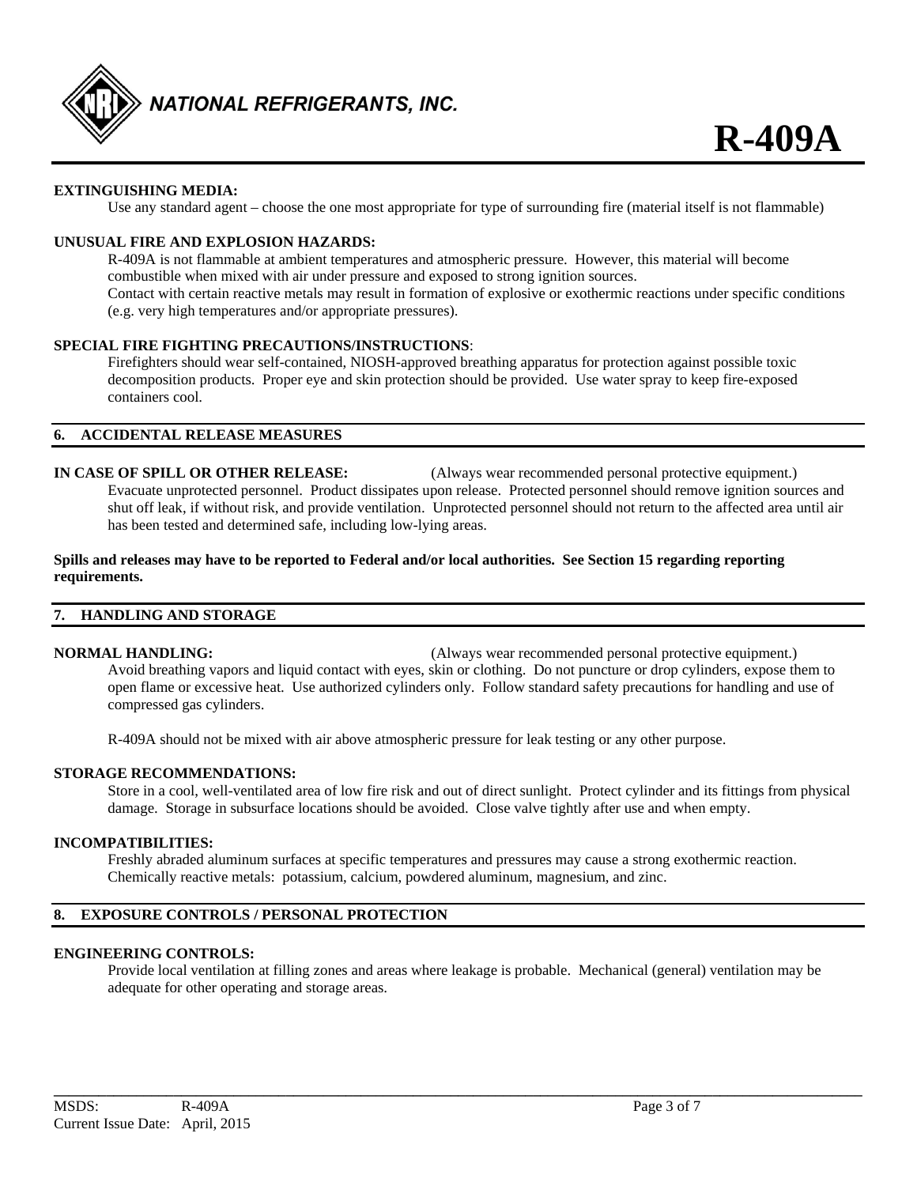**EXTINGUISHING MEDIA:**

Use any standard agent – choose the one most appropriate for type of surrounding fire (material itself is not flammable)

**UNUSUAL FIRE AND EXPLOSION HAZARDS:**

R-409A is not flammable at ambient temperatures and atmospheric pressure. However, this material will become combustible when mixed with air under pressure and exposed to strong ignition sources.
Contact with certain reactive metals may result in formation of explosive or exothermic reactions under specific conditions (e.g. very high temperatures and/or appropriate pressures).

**SPECIAL FIRE FIGHTING PRECAUTIONS/INSTRUCTIONS**:

Firefighters should wear self-contained, NIOSH-approved breathing apparatus for protection against possible toxic decomposition products. Proper eye and skin protection should be provided. Use water spray to keep fire-exposed containers cool.

## 6. ACCIDENTAL RELEASE MEASURES

**IN CASE OF SPILL OR OTHER RELEASE:** (Always wear recommended personal protective equipment.)

Evacuate unprotected personnel. Product dissipates upon release. Protected personnel should remove ignition sources and shut off leak, if without risk, and provide ventilation. Unprotected personnel should not return to the affected area until air has been tested and determined safe, including low-lying areas.

**Spills and releases may have to be reported to Federal and/or local authorities. See Section 15 regarding reporting requirements.**

## 7. HANDLING AND STORAGE

**NORMAL HANDLING:** (Always wear recommended personal protective equipment.)

Avoid breathing vapors and liquid contact with eyes, skin or clothing. Do not puncture or drop cylinders, expose them to open flame or excessive heat. Use authorized cylinders only. Follow standard safety precautions for handling and use of compressed gas cylinders.

R-409A should not be mixed with air above atmospheric pressure for leak testing or any other purpose.

**STORAGE RECOMMENDATIONS:**

Store in a cool, well-ventilated area of low fire risk and out of direct sunlight. Protect cylinder and its fittings from physical damage. Storage in subsurface locations should be avoided. Close valve tightly after use and when empty.

**INCOMPATIBILITIES:**

Freshly abraded aluminum surfaces at specific temperatures and pressures may cause a strong exothermic reaction.
Chemically reactive metals: potassium, calcium, powdered aluminum, magnesium, and zinc.

## 8. EXPOSURE CONTROLS / PERSONAL PROTECTION

**ENGINEERING CONTROLS:**

Provide local ventilation at filling zones and areas where leakage is probable. Mechanical (general) ventilation may be adequate for other operating and storage areas.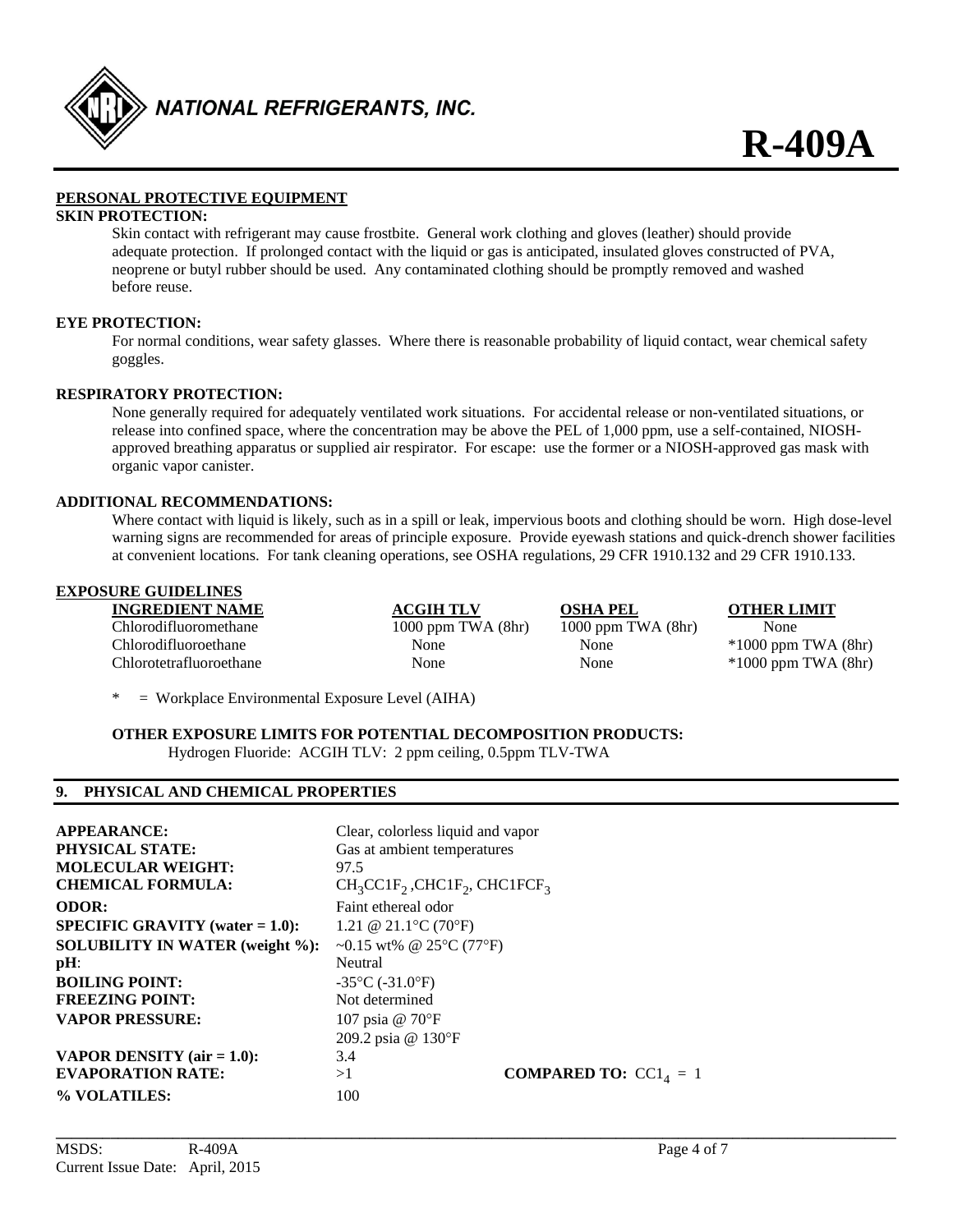### PERSONAL PROTECTIVE EQUIPMENT

**SKIN PROTECTION:**

Skin contact with refrigerant may cause frostbite. General work clothing and gloves (leather) should provide adequate protection. If prolonged contact with the liquid or gas is anticipated, insulated gloves constructed of PVA, neoprene or butyl rubber should be used. Any contaminated clothing should be promptly removed and washed before reuse.

**EYE PROTECTION:**

For normal conditions, wear safety glasses. Where there is reasonable probability of liquid contact, wear chemical safety goggles.

**RESPIRATORY PROTECTION:**

None generally required for adequately ventilated work situations. For accidental release or non-ventilated situations, or release into confined space, where the concentration may be above the PEL of 1,000 ppm, use a self-contained, NIOSH-approved breathing apparatus or supplied air respirator. For escape: use the former or a NIOSH-approved gas mask with organic vapor canister.

**ADDITIONAL RECOMMENDATIONS:**

Where contact with liquid is likely, such as in a spill or leak, impervious boots and clothing should be worn. High dose-level warning signs are recommended for areas of principle exposure. Provide eyewash stations and quick-drench shower facilities at convenient locations. For tank cleaning operations, see OSHA regulations, 29 CFR 1910.132 and 29 CFR 1910.133.

### EXPOSURE GUIDELINES

| INGREDIENT NAME | ACGIH TLV | OSHA PEL | OTHER LIMIT |
|---|---|---|---|
| Chlorodifluoromethane | 1000 ppm TWA (8hr) | 1000 ppm TWA (8hr) | None |
| Chlorodifluoroethane | None | None | *1000 ppm TWA (8hr) |
| Chlorotetrafluoroethane | None | None | *1000 ppm TWA (8hr) |

* = Workplace Environmental Exposure Level (AIHA)

**OTHER EXPOSURE LIMITS FOR POTENTIAL DECOMPOSITION PRODUCTS:**

Hydrogen Fluoride: ACGIH TLV: 2 ppm ceiling, 0.5ppm TLV-TWA

## 9. PHYSICAL AND CHEMICAL PROPERTIES

| | |
|---|---|
| **APPEARANCE:** | Clear, colorless liquid and vapor |
| **PHYSICAL STATE:** | Gas at ambient temperatures |
| **MOLECULAR WEIGHT:** | 97.5 |
| **CHEMICAL FORMULA:** | $CH_3CC1F_2$ ,$CHC1F_2$, $CHC1FCF_3$ |
| **ODOR:** | Faint ethereal odor |
| **SPECIFIC GRAVITY (water = 1.0):** | 1.21 @ 21.1°C (70°F) |
| **SOLUBILITY IN WATER (weight %):** | ~0.15 wt% @ 25°C (77°F) |
| **pH**: | Neutral |
| **BOILING POINT:** | -35°C (-31.0°F) |
| **FREEZING POINT:** | Not determined |
| **VAPOR PRESSURE:** | 107 psia @ 70°F<br>209.2 psia @ 130°F |
| **VAPOR DENSITY (air = 1.0):** | 3.4 |
| **EVAPORATION RATE:** | >1 **COMPARED TO:** $CC1_4$ = 1 |
| **% VOLATILES:** | 100 |

MSDS: R-409A
Current Issue Date: April, 2015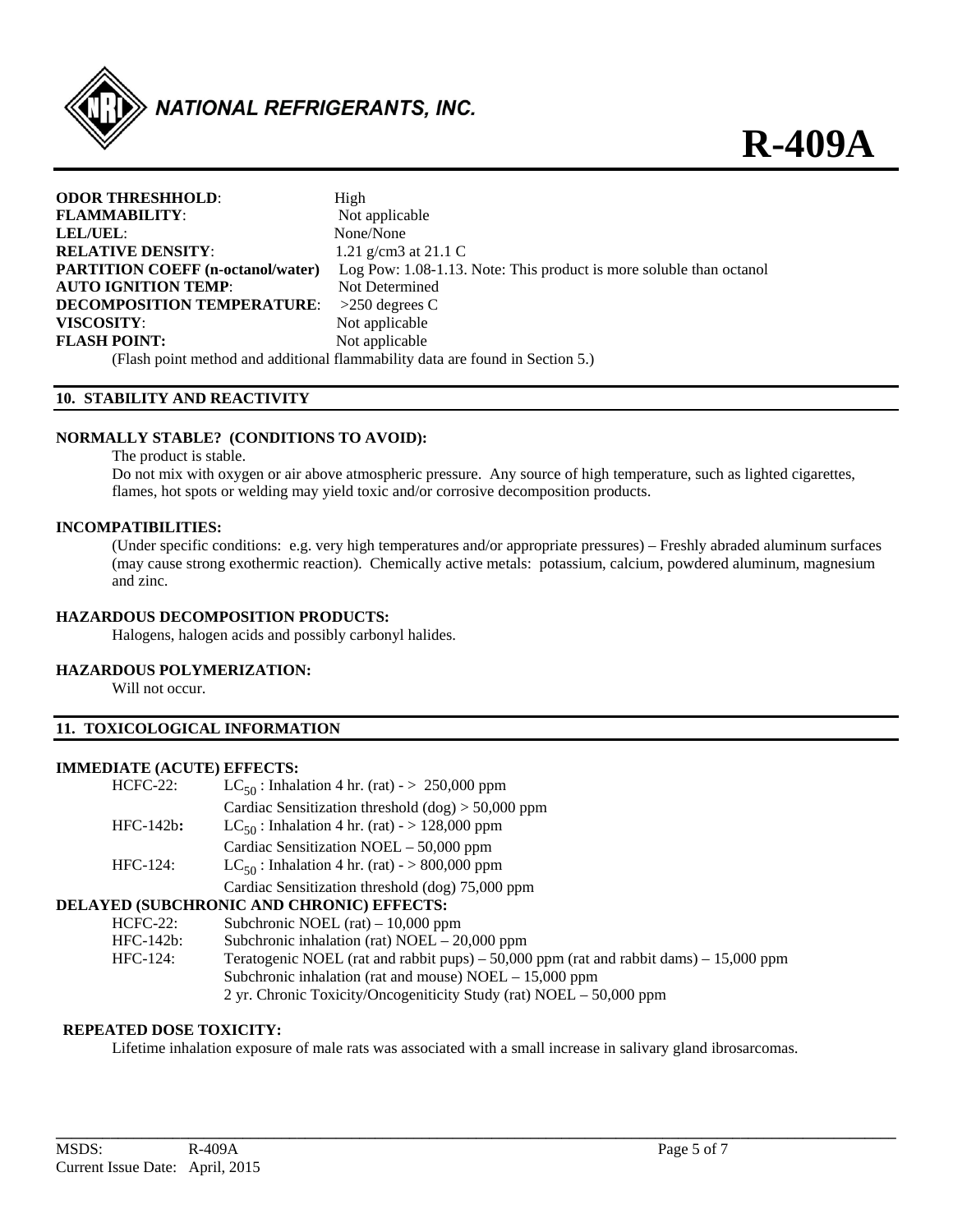| | |
|---|---|
| **ODOR THRESHHOLD**: | High |
| **FLAMMABILITY**: | Not applicable |
| **LEL/UEL**: | None/None |
| **RELATIVE DENSITY**: | 1.21 g/cm3 at 21.1 C |
| **PARTITION COEFF (n-octanol/water)** | Log Pow: 1.08-1.13. Note: This product is more soluble than octanol |
| **AUTO IGNITION TEMP**: | Not Determined |
| **DECOMPOSITION TEMPERATURE**: | >250 degrees C |
| **VISCOSITY**: | Not applicable |
| **FLASH POINT:** | Not applicable |

(Flash point method and additional flammability data are found in Section 5.)

## 10. STABILITY AND REACTIVITY

**NORMALLY STABLE? (CONDITIONS TO AVOID):**

The product is stable.

Do not mix with oxygen or air above atmospheric pressure. Any source of high temperature, such as lighted cigarettes, flames, hot spots or welding may yield toxic and/or corrosive decomposition products.

**INCOMPATIBILITIES:**

(Under specific conditions: e.g. very high temperatures and/or appropriate pressures) – Freshly abraded aluminum surfaces (may cause strong exothermic reaction). Chemically active metals: potassium, calcium, powdered aluminum, magnesium and zinc.

**HAZARDOUS DECOMPOSITION PRODUCTS:**

Halogens, halogen acids and possibly carbonyl halides.

**HAZARDOUS POLYMERIZATION:**

Will not occur.

## 11. TOXICOLOGICAL INFORMATION

**IMMEDIATE (ACUTE) EFFECTS:**

| | |
|---|---|
| HCFC-22: | $LC_{50}$ : Inhalation 4 hr. (rat) - > 250,000 ppm |
| | Cardiac Sensitization threshold (dog) > 50,000 ppm |
| HFC-142b**:** | $LC_{50}$ : Inhalation 4 hr. (rat) - > 128,000 ppm |
| | Cardiac Sensitization NOEL – 50,000 ppm |
| HFC-124: | $LC_{50}$ : Inhalation 4 hr. (rat) - > 800,000 ppm |
| | Cardiac Sensitization threshold (dog) 75,000 ppm |

**DELAYED (SUBCHRONIC AND CHRONIC) EFFECTS:**

| | |
|---|---|
| HCFC-22: | Subchronic NOEL (rat) – 10,000 ppm |
| HFC-142b: | Subchronic inhalation (rat) NOEL – 20,000 ppm |
| HFC-124: | Teratogenic NOEL (rat and rabbit pups) – 50,000 ppm (rat and rabbit dams) – 15,000 ppm |
| | Subchronic inhalation (rat and mouse) NOEL – 15,000 ppm |
| | 2 yr. Chronic Toxicity/Oncogeniticity Study (rat) NOEL – 50,000 ppm |

**REPEATED DOSE TOXICITY:**

Lifetime inhalation exposure of male rats was associated with a small increase in salivary gland ibrosarcomas.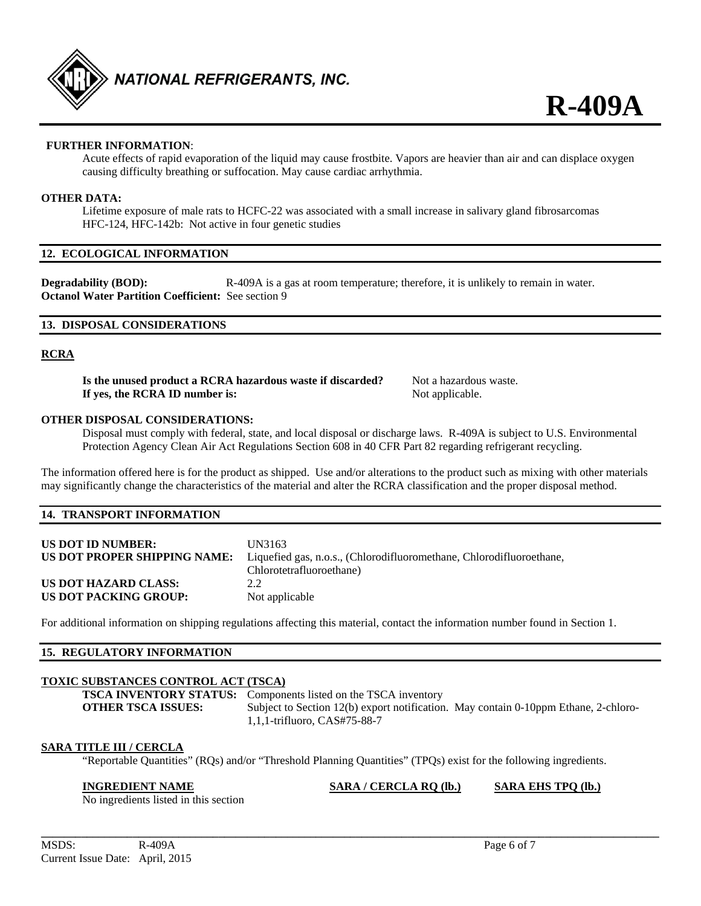**FURTHER INFORMATION**:

Acute effects of rapid evaporation of the liquid may cause frostbite. Vapors are heavier than air and can displace oxygen causing difficulty breathing or suffocation. May cause cardiac arrhythmia.

**OTHER DATA:**

Lifetime exposure of male rats to HCFC-22 was associated with a small increase in salivary gland fibrosarcomas
HFC-124, HFC-142b: Not active in four genetic studies

## 12. ECOLOGICAL INFORMATION

**Degradability (BOD):** R-409A is a gas at room temperature; therefore, it is unlikely to remain in water.
**Octanol Water Partition Coefficient:** See section 9

## 13. DISPOSAL CONSIDERATIONS

**RCRA**

| | |
|---|---|
| **Is the unused product a RCRA hazardous waste if discarded?** | Not a hazardous waste. |
| **If yes, the RCRA ID number is:** | Not applicable. |

**OTHER DISPOSAL CONSIDERATIONS:**

Disposal must comply with federal, state, and local disposal or discharge laws. R-409A is subject to U.S. Environmental Protection Agency Clean Air Act Regulations Section 608 in 40 CFR Part 82 regarding refrigerant recycling.

The information offered here is for the product as shipped. Use and/or alterations to the product such as mixing with other materials may significantly change the characteristics of the material and alter the RCRA classification and the proper disposal method.

## 14. TRANSPORT INFORMATION

| | |
|---|---|
| **US DOT ID NUMBER:** | UN3163 |
| **US DOT PROPER SHIPPING NAME:** | Liquefied gas, n.o.s., (Chlorodifluoromethane, Chlorodifluoroethane, Chlorotetrafluoroethane) |
| **US DOT HAZARD CLASS:** | 2.2 |
| **US DOT PACKING GROUP:** | Not applicable |

For additional information on shipping regulations affecting this material, contact the information number found in Section 1.

## 15. REGULATORY INFORMATION

**TOXIC SUBSTANCES CONTROL ACT (TSCA)**

| | |
|---|---|
| **TSCA INVENTORY STATUS:** | Components listed on the TSCA inventory |
| **OTHER TSCA ISSUES:** | Subject to Section 12(b) export notification. May contain 0-10ppm Ethane, 2-chloro-1,1,1-trifluoro, CAS#75-88-7 |

**SARA TITLE III / CERCLA**

"Reportable Quantities" (RQs) and/or "Threshold Planning Quantities" (TPQs) exist for the following ingredients.

| INGREDIENT NAME | SARA / CERCLA RQ (lb.) | SARA EHS TPQ (lb.) |
|---|---|---|
| No ingredients listed in this section | | |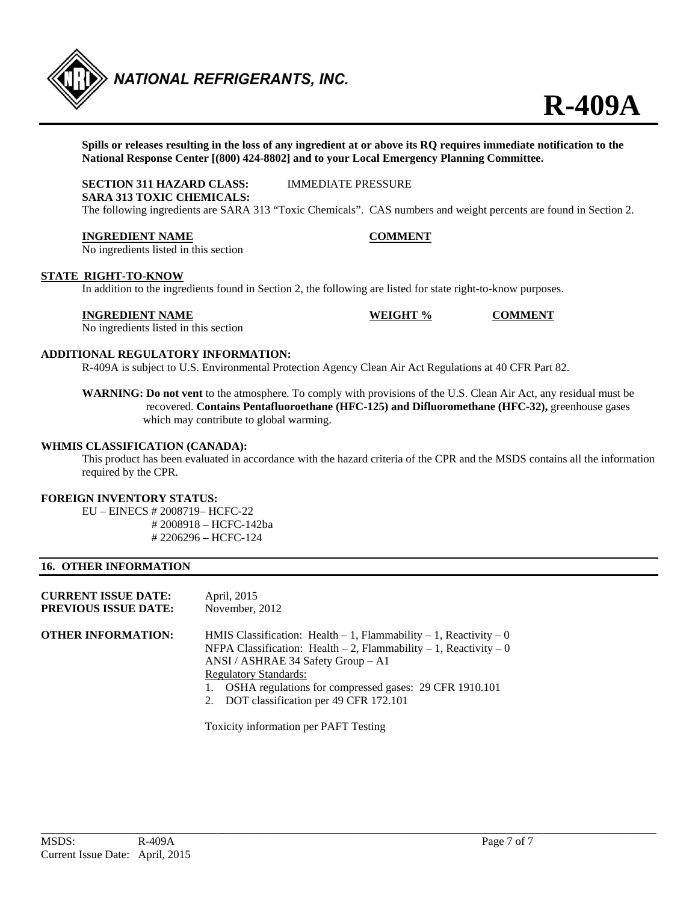**Spills or releases resulting in the loss of any ingredient at or above its RQ requires immediate notification to the National Response Center [(800) 424-8802] and to your Local Emergency Planning Committee.**

**SECTION 311 HAZARD CLASS:** IMMEDIATE PRESSURE

**SARA 313 TOXIC CHEMICALS:**

The following ingredients are SARA 313 "Toxic Chemicals". CAS numbers and weight percents are found in Section 2.

| INGREDIENT NAME | COMMENT |
|---|---|
| No ingredients listed in this section | |

**STATE RIGHT-TO-KNOW**

In addition to the ingredients found in Section 2, the following are listed for state right-to-know purposes.

| INGREDIENT NAME | WEIGHT % | COMMENT |
|---|---|---|
| No ingredients listed in this section | | |

**ADDITIONAL REGULATORY INFORMATION:**

R-409A is subject to U.S. Environmental Protection Agency Clean Air Act Regulations at 40 CFR Part 82.

**WARNING: Do not vent** to the atmosphere. To comply with provisions of the U.S. Clean Air Act, any residual must be recovered. **Contains Pentafluoroethane (HFC-125) and Difluoromethane (HFC-32),** greenhouse gases which may contribute to global warming.

**WHMIS CLASSIFICATION (CANADA):**

This product has been evaluated in accordance with the hazard criteria of the CPR and the MSDS contains all the information required by the CPR.

**FOREIGN INVENTORY STATUS:**

EU – EINECS # 2008719– HCFC-22
# 2008918 – HCFC-142ba
# 2206296 – HCFC-124

## 16. OTHER INFORMATION

**CURRENT ISSUE DATE:** April, 2015
**PREVIOUS ISSUE DATE:** November, 2012

**OTHER INFORMATION:**

HMIS Classification: Health – 1, Flammability – 1, Reactivity – 0
NFPA Classification: Health – 2, Flammability – 1, Reactivity – 0
ANSI / ASHRAE 34 Safety Group – A1
Regulatory Standards:

1. OSHA regulations for compressed gases: 29 CFR 1910.101
2. DOT classification per 49 CFR 172.101

Toxicity information per PAFT Testing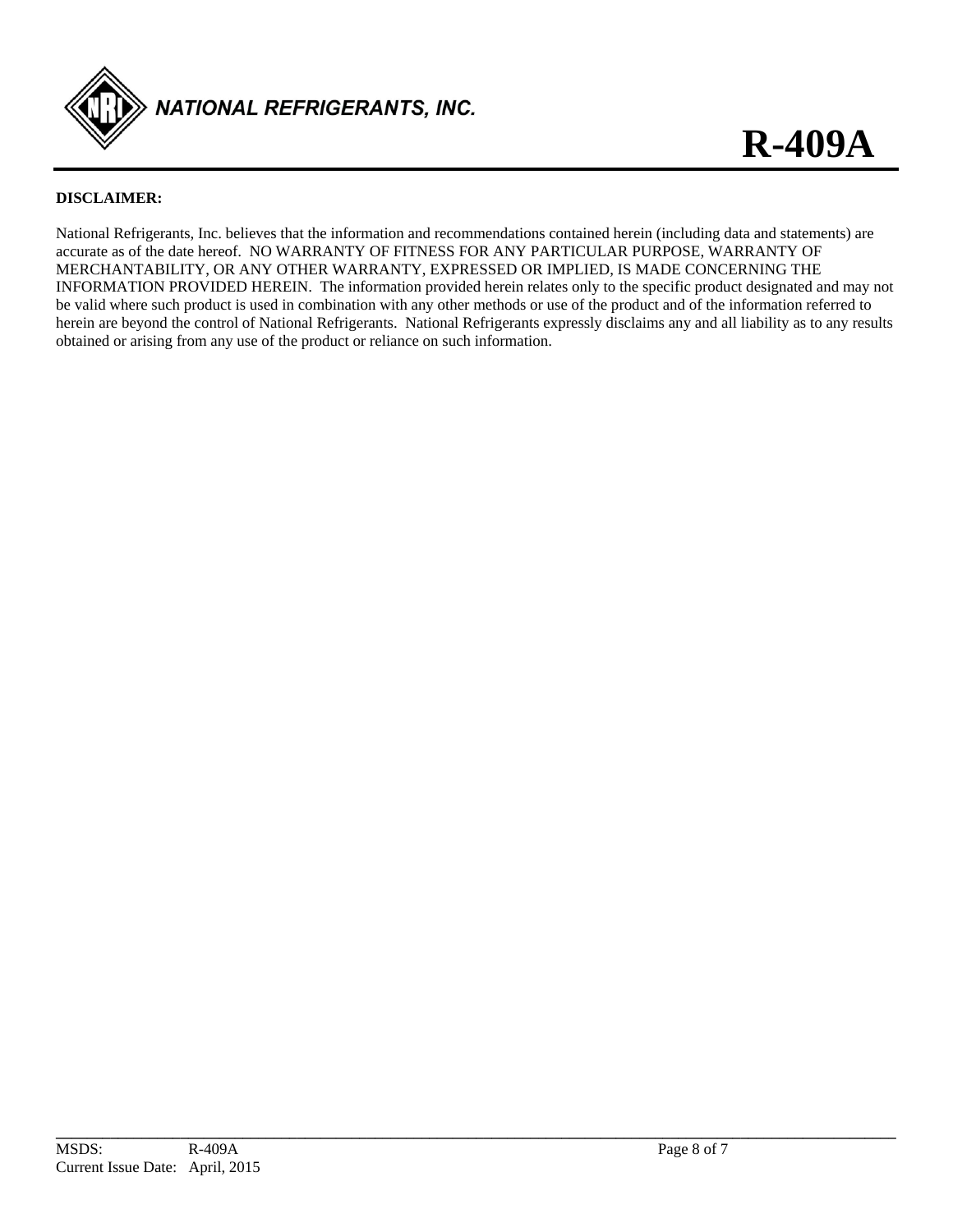**DISCLAIMER:**

National Refrigerants, Inc. believes that the information and recommendations contained herein (including data and statements) are accurate as of the date hereof. NO WARRANTY OF FITNESS FOR ANY PARTICULAR PURPOSE, WARRANTY OF MERCHANTABILITY, OR ANY OTHER WARRANTY, EXPRESSED OR IMPLIED, IS MADE CONCERNING THE INFORMATION PROVIDED HEREIN. The information provided herein relates only to the specific product designated and may not be valid where such product is used in combination with any other methods or use of the product and of the information referred to herein are beyond the control of National Refrigerants. National Refrigerants expressly disclaims any and all liability as to any results obtained or arising from any use of the product or reliance on such information.